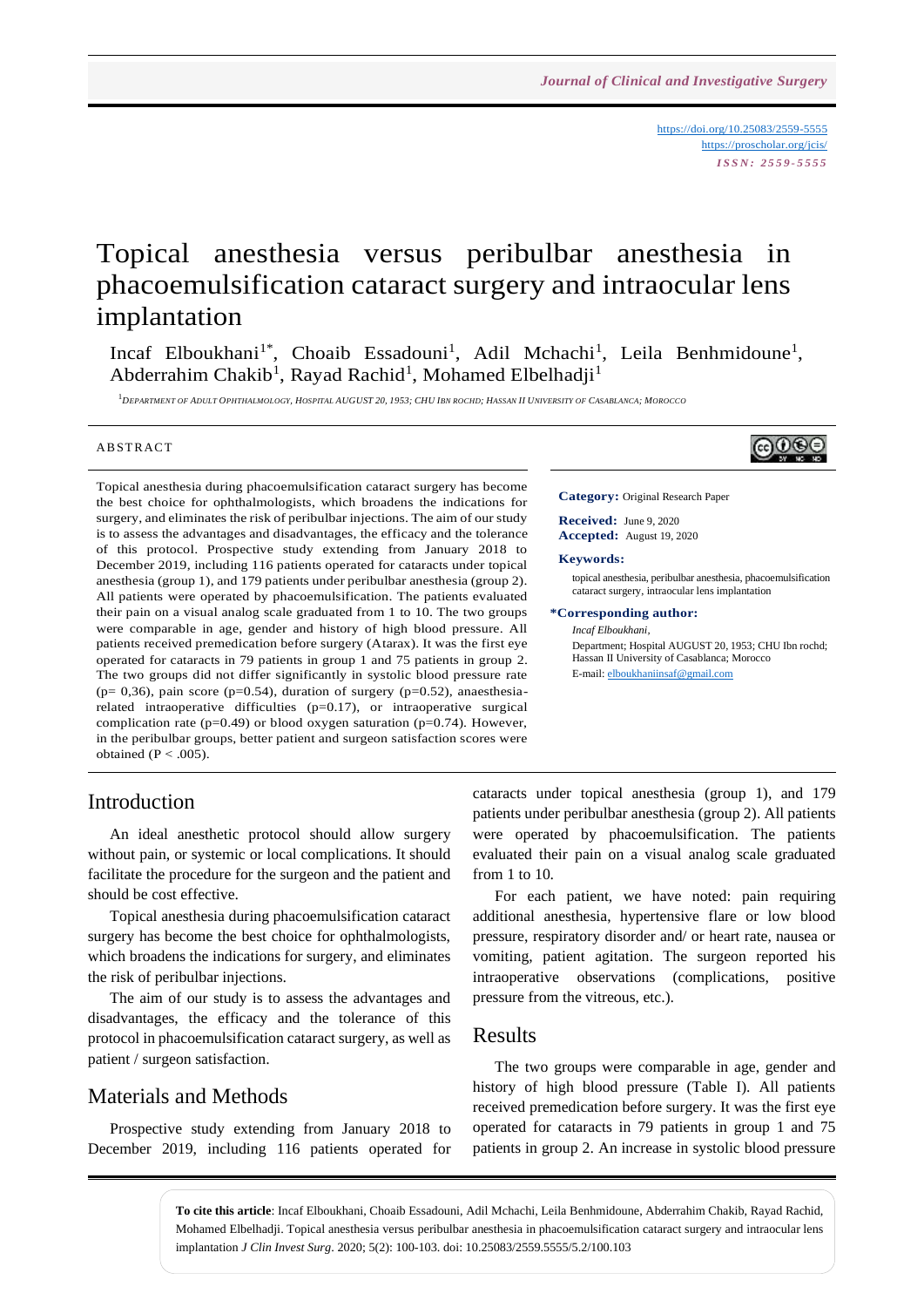https://doi.org/10.25083/2559-5555
https://proscholar.org/jcis/
*ISSN: 2559-5555*

# Topical anesthesia versus peribulbar anesthesia in phacoemulsification cataract surgery and intraocular lens implantation

Incaf Elboukhani[1*], Choaib Essadouni[1], Adil Mchachi[1], Leila Benhmidoune[1], Abderrahim Chakib[1], Rayad Rachid[1], Mohamed Elbelhadji[1]

[1]Department of Adult Ophthalmology, Hospital AUGUST 20, 1953; CHU Ibn rochd; Hassan II University of Casablanca; Morocco

## ABSTRACT

Topical anesthesia during phacoemulsification cataract surgery has become the best choice for ophthalmologists, which broadens the indications for surgery, and eliminates the risk of peribulbar injections. The aim of our study is to assess the advantages and disadvantages, the efficacy and the tolerance of this protocol. Prospective study extending from January 2018 to December 2019, including 116 patients operated for cataracts under topical anesthesia (group 1), and 179 patients under peribulbar anesthesia (group 2). All patients were operated by phacoemulsification. The patients evaluated their pain on a visual analog scale graduated from 1 to 10. The two groups were comparable in age, gender and history of high blood pressure. All patients received premedication before surgery (Atarax). It was the first eye operated for cataracts in 79 patients in group 1 and 75 patients in group 2. The two groups did not differ significantly in systolic blood pressure rate (p= 0,36), pain score (p=0.54), duration of surgery (p=0.52), anaesthesia-related intraoperative difficulties (p=0.17), or intraoperative surgical complication rate (p=0.49) or blood oxygen saturation (p=0.74). However, in the peribulbar groups, better patient and surgeon satisfaction scores were obtained (P < .005).

**Category:** Original Research Paper

**Received:** June 9, 2020
**Accepted:** August 19, 2020

**Keywords:**
topical anesthesia, peribulbar anesthesia, phacoemulsification cataract surgery, intraocular lens implantation

**\*Corresponding author:**
*Incaf Elboukhani*,
Department; Hospital AUGUST 20, 1953; CHU Ibn rochd; Hassan II University of Casablanca; Morocco
E-mail: elboukhaniinsaf@gmail.com

## Introduction

An ideal anesthetic protocol should allow surgery without pain, or systemic or local complications. It should facilitate the procedure for the surgeon and the patient and should be cost effective.

Topical anesthesia during phacoemulsification cataract surgery has become the best choice for ophthalmologists, which broadens the indications for surgery, and eliminates the risk of peribulbar injections.

The aim of our study is to assess the advantages and disadvantages, the efficacy and the tolerance of this protocol in phacoemulsification cataract surgery, as well as patient / surgeon satisfaction.

## Materials and Methods

Prospective study extending from January 2018 to December 2019, including 116 patients operated for cataracts under topical anesthesia (group 1), and 179 patients under peribulbar anesthesia (group 2). All patients were operated by phacoemulsification. The patients evaluated their pain on a visual analog scale graduated from 1 to 10.

For each patient, we have noted: pain requiring additional anesthesia, hypertensive flare or low blood pressure, respiratory disorder and/ or heart rate, nausea or vomiting, patient agitation. The surgeon reported his intraoperative observations (complications, positive pressure from the vitreous, etc.).

## Results

The two groups were comparable in age, gender and history of high blood pressure (Table I). All patients received premedication before surgery. It was the first eye operated for cataracts in 79 patients in group 1 and 75 patients in group 2. An increase in systolic blood pressure

**To cite this article**: Incaf Elboukhani, Choaib Essadouni, Adil Mchachi, Leila Benhmidoune, Abderrahim Chakib, Rayad Rachid, Mohamed Elbelhadji. Topical anesthesia versus peribulbar anesthesia in phacoemulsification cataract surgery and intraocular lens implantation *J Clin Invest Surg*. 2020; 5(2): 100-103. doi: 10.25083/2559.5555/5.2/100.103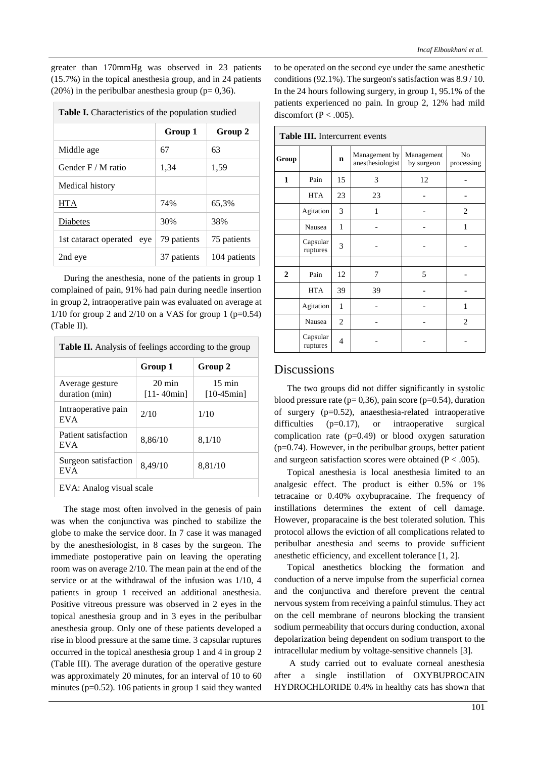greater than 170mmHg was observed in 23 patients (15.7%) in the topical anesthesia group, and in 24 patients (20%) in the peribulbar anesthesia group (p= 0,36).

**Table I.** Characteristics of the population studied

| | Group 1 | Group 2 |
|---|---|---|
| Middle age | 67 | 63 |
| Gender F / M ratio | 1,34 | 1,59 |
| Medical history | | |
| HTA | 74% | 65,3% |
| Diabetes | 30% | 38% |
| 1st cataract operated eye | 79 patients | 75 patients |
| 2nd eye | 37 patients | 104 patients |

During the anesthesia, none of the patients in group 1 complained of pain, 91% had pain during needle insertion in group 2, intraoperative pain was evaluated on average at 1/10 for group 2 and 2/10 on a VAS for group 1 (p=0.54) (Table II).

**Table II.** Analysis of feelings according to the group

| | Group 1 | Group 2 |
|---|---|---|
| Average gesture duration (min) | 20 min [11- 40min] | 15 min [10-45min] |
| Intraoperative pain EVA | 2/10 | 1/10 |
| Patient satisfaction EVA | 8,86/10 | 8,1/10 |
| Surgeon satisfaction EVA | 8,49/10 | 8,81/10 |

EVA: Analog visual scale

The stage most often involved in the genesis of pain was when the conjunctiva was pinched to stabilize the globe to make the service door. In 7 case it was managed by the anesthesiologist, in 8 cases by the surgeon. The immediate postoperative pain on leaving the operating room was on average 2/10. The mean pain at the end of the service or at the withdrawal of the infusion was 1/10, 4 patients in group 1 received an additional anesthesia. Positive vitreous pressure was observed in 2 eyes in the topical anesthesia group and in 3 eyes in the peribulbar anesthesia group. Only one of these patients developed a rise in blood pressure at the same time. 3 capsular ruptures occurred in the topical anesthesia group 1 and 4 in group 2 (Table III). The average duration of the operative gesture was approximately 20 minutes, for an interval of 10 to 60 minutes (p=0.52). 106 patients in group 1 said they wanted to be operated on the second eye under the same anesthetic conditions (92.1%). The surgeon's satisfaction was 8.9 / 10. In the 24 hours following surgery, in group 1, 95.1% of the patients experienced no pain. In group 2, 12% had mild discomfort (P < .005).

**Table III.** Intercurrent events

| Group | | n | Management by anesthesiologist | Management by surgeon | No processing |
|---|---|---|---|---|---|
| 1 | Pain | 15 | 3 | 12 | - |
| | HTA | 23 | 23 | - | - |
| | Agitation | 3 | 1 | - | 2 |
| | Nausea | 1 | - | - | 1 |
| | Capsular ruptures | 3 | - | - | - |
| | | | | | |
| 2 | Pain | 12 | 7 | 5 | - |
| | HTA | 39 | 39 | - | - |
| | Agitation | 1 | - | - | 1 |
| | Nausea | 2 | - | - | 2 |
| | Capsular ruptures | 4 | - | - | - |

## Discussions

The two groups did not differ significantly in systolic blood pressure rate (p= 0,36), pain score (p=0.54), duration of surgery (p=0.52), anaesthesia-related intraoperative difficulties (p=0.17), or intraoperative surgical complication rate (p=0.49) or blood oxygen saturation (p=0.74). However, in the peribulbar groups, better patient and surgeon satisfaction scores were obtained (P < .005).

Topical anesthesia is local anesthesia limited to an analgesic effect. The product is either 0.5% or 1% tetracaine or 0.40% oxybupracaine. The frequency of instillations determines the extent of cell damage. However, proparacaine is the best tolerated solution. This protocol allows the eviction of all complications related to peribulbar anesthesia and seems to provide sufficient anesthetic efficiency, and excellent tolerance [1, 2].

Topical anesthetics blocking the formation and conduction of a nerve impulse from the superficial cornea and the conjunctiva and therefore prevent the central nervous system from receiving a painful stimulus. They act on the cell membrane of neurons blocking the transient sodium permeability that occurs during conduction, axonal depolarization being dependent on sodium transport to the intracellular medium by voltage-sensitive channels [3].

A study carried out to evaluate corneal anesthesia after a single instillation of OXYBUPROCAIN HYDROCHLORIDE 0.4% in healthy cats has shown that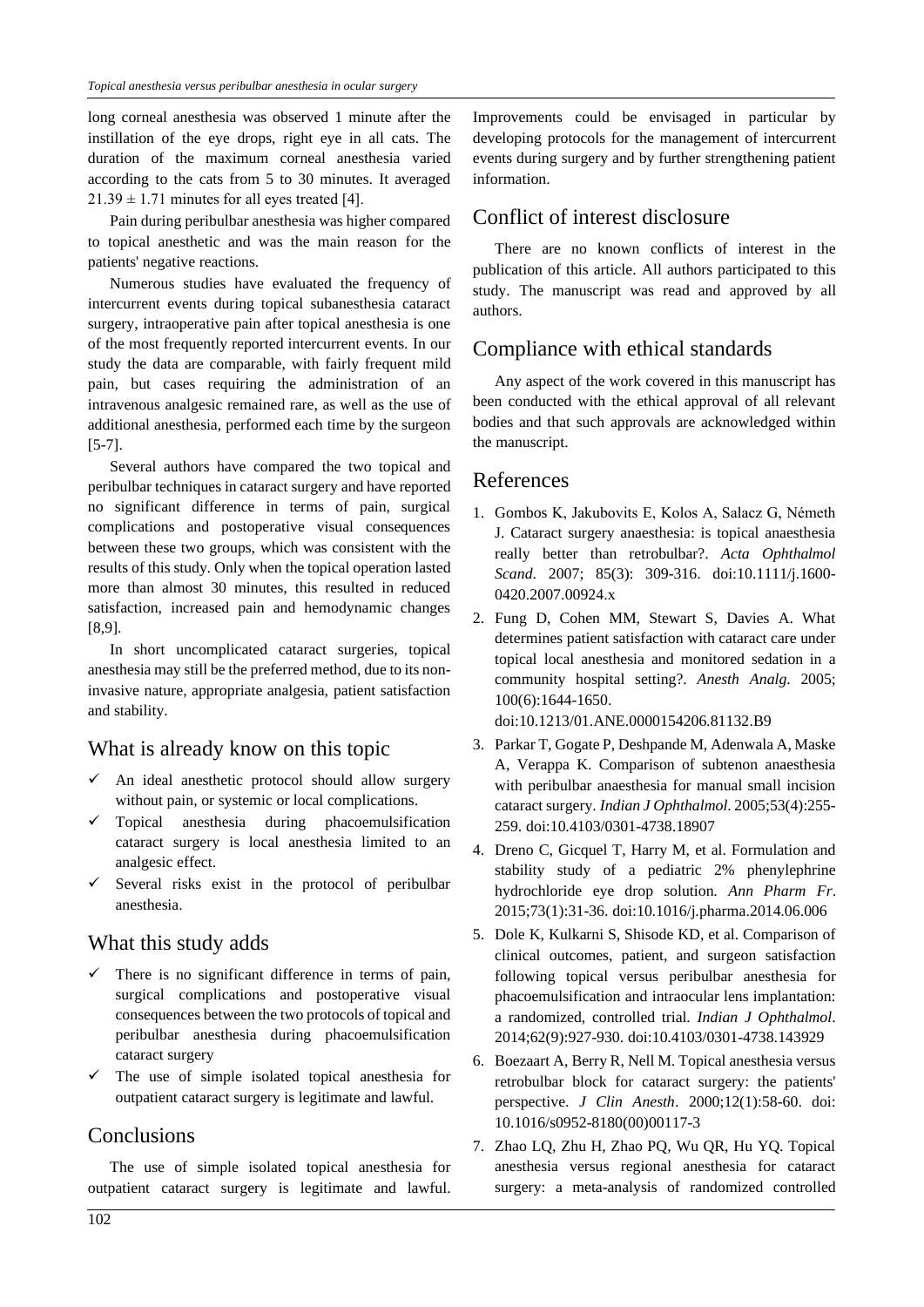long corneal anesthesia was observed 1 minute after the instillation of the eye drops, right eye in all cats. The duration of the maximum corneal anesthesia varied according to the cats from 5 to 30 minutes. It averaged $21.39 \pm 1.71$ minutes for all eyes treated [4].

Pain during peribulbar anesthesia was higher compared to topical anesthetic and was the main reason for the patients' negative reactions.

Numerous studies have evaluated the frequency of intercurrent events during topical subanesthesia cataract surgery, intraoperative pain after topical anesthesia is one of the most frequently reported intercurrent events. In our study the data are comparable, with fairly frequent mild pain, but cases requiring the administration of an intravenous analgesic remained rare, as well as the use of additional anesthesia, performed each time by the surgeon [5-7].

Several authors have compared the two topical and peribulbar techniques in cataract surgery and have reported no significant difference in terms of pain, surgical complications and postoperative visual consequences between these two groups, which was consistent with the results of this study. Only when the topical operation lasted more than almost 30 minutes, this resulted in reduced satisfaction, increased pain and hemodynamic changes [8,9].

In short uncomplicated cataract surgeries, topical anesthesia may still be the preferred method, due to its non-invasive nature, appropriate analgesia, patient satisfaction and stability.

## What is already know on this topic

- ✓ An ideal anesthetic protocol should allow surgery without pain, or systemic or local complications.
- ✓ Topical anesthesia during phacoemulsification cataract surgery is local anesthesia limited to an analgesic effect.
- ✓ Several risks exist in the protocol of peribulbar anesthesia.

## What this study adds

- ✓ There is no significant difference in terms of pain, surgical complications and postoperative visual consequences between the two protocols of topical and peribulbar anesthesia during phacoemulsification cataract surgery
- ✓ The use of simple isolated topical anesthesia for outpatient cataract surgery is legitimate and lawful.

## Conclusions

The use of simple isolated topical anesthesia for outpatient cataract surgery is legitimate and lawful. Improvements could be envisaged in particular by developing protocols for the management of intercurrent events during surgery and by further strengthening patient information.

## Conflict of interest disclosure

There are no known conflicts of interest in the publication of this article. All authors participated to this study. The manuscript was read and approved by all authors.

## Compliance with ethical standards

Any aspect of the work covered in this manuscript has been conducted with the ethical approval of all relevant bodies and that such approvals are acknowledged within the manuscript.

## References

1. Gombos K, Jakubovits E, Kolos A, Salacz G, Németh J. Cataract surgery anaesthesia: is topical anaesthesia really better than retrobulbar?. *Acta Ophthalmol Scand*. 2007; 85(3): 309-316. doi:10.1111/j.1600-0420.2007.00924.x
2. Fung D, Cohen MM, Stewart S, Davies A. What determines patient satisfaction with cataract care under topical local anesthesia and monitored sedation in a community hospital setting?. *Anesth Analg*. 2005; 100(6):1644-1650. doi:10.1213/01.ANE.0000154206.81132.B9
3. Parkar T, Gogate P, Deshpande M, Adenwala A, Maske A, Verappa K. Comparison of subtenon anaesthesia with peribulbar anaesthesia for manual small incision cataract surgery. *Indian J Ophthalmol*. 2005;53(4):255-259. doi:10.4103/0301-4738.18907
4. Dreno C, Gicquel T, Harry M, et al. Formulation and stability study of a pediatric 2% phenylephrine hydrochloride eye drop solution. *Ann Pharm Fr*. 2015;73(1):31-36. doi:10.1016/j.pharma.2014.06.006
5. Dole K, Kulkarni S, Shisode KD, et al. Comparison of clinical outcomes, patient, and surgeon satisfaction following topical versus peribulbar anesthesia for phacoemulsification and intraocular lens implantation: a randomized, controlled trial. *Indian J Ophthalmol*. 2014;62(9):927-930. doi:10.4103/0301-4738.143929
6. Boezaart A, Berry R, Nell M. Topical anesthesia versus retrobulbar block for cataract surgery: the patients' perspective. *J Clin Anesth*. 2000;12(1):58-60. doi: 10.1016/s0952-8180(00)00117-3
7. Zhao LQ, Zhu H, Zhao PQ, Wu QR, Hu YQ. Topical anesthesia versus regional anesthesia for cataract surgery: a meta-analysis of randomized controlled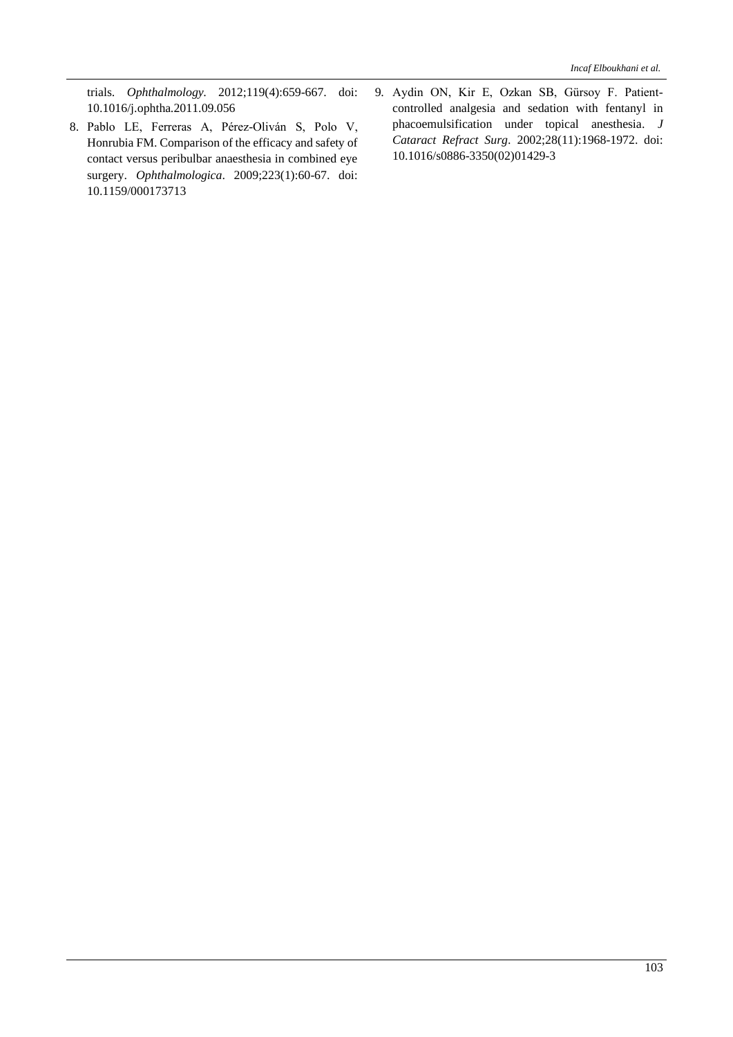trials. *Ophthalmology.* 2012;119(4):659-667. doi: 10.1016/j.ophtha.2011.09.056

8. Pablo LE, Ferreras A, Pérez-Oliván S, Polo V, Honrubia FM. Comparison of the efficacy and safety of contact versus peribulbar anaesthesia in combined eye surgery. *Ophthalmologica*. 2009;223(1):60-67. doi: 10.1159/000173713

9. Aydin ON, Kir E, Ozkan SB, Gürsoy F. Patient-controlled analgesia and sedation with fentanyl in phacoemulsification under topical anesthesia. *J Cataract Refract Surg*. 2002;28(11):1968-1972. doi: 10.1016/s0886-3350(02)01429-3